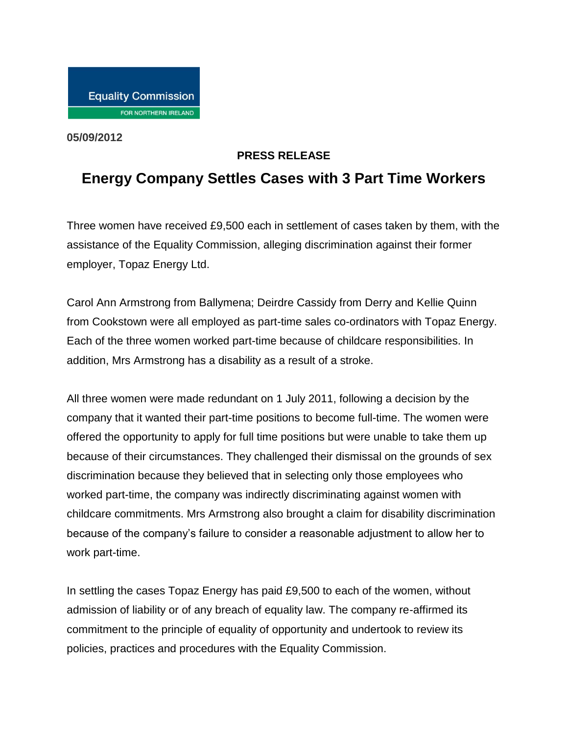Equality Commission

FOR NORTHERN IRELAND

**05/09/2012**

**PRESS RELEASE**

# Energy Company Settles Cases with 3 Part Time Workers

Three women have received £9,500 each in settlement of cases taken by them, with the assistance of the Equality Commission, alleging discrimination against their former employer, Topaz Energy Ltd.

Carol Ann Armstrong from Ballymena; Deirdre Cassidy from Derry and Kellie Quinn from Cookstown were all employed as part-time sales co-ordinators with Topaz Energy. Each of the three women worked part-time because of childcare responsibilities. In addition, Mrs Armstrong has a disability as a result of a stroke.

All three women were made redundant on 1 July 2011, following a decision by the company that it wanted their part-time positions to become full-time. The women were offered the opportunity to apply for full time positions but were unable to take them up because of their circumstances. They challenged their dismissal on the grounds of sex discrimination because they believed that in selecting only those employees who worked part-time, the company was indirectly discriminating against women with childcare commitments. Mrs Armstrong also brought a claim for disability discrimination because of the company's failure to consider a reasonable adjustment to allow her to work part-time.

In settling the cases Topaz Energy has paid £9,500 to each of the women, without admission of liability or of any breach of equality law. The company re-affirmed its commitment to the principle of equality of opportunity and undertook to review its policies, practices and procedures with the Equality Commission.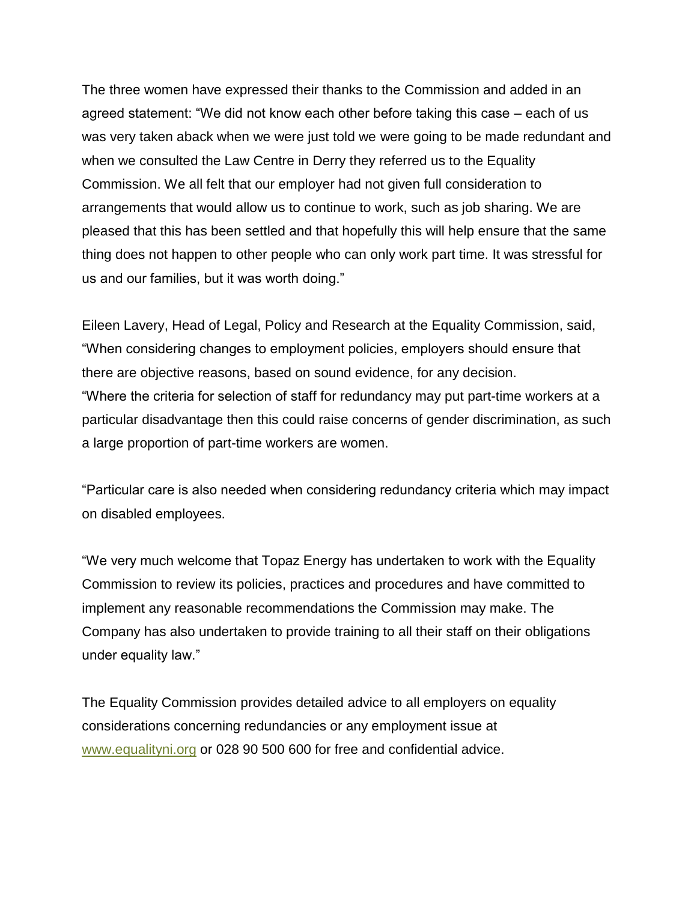The three women have expressed their thanks to the Commission and added in an agreed statement: "We did not know each other before taking this case – each of us was very taken aback when we were just told we were going to be made redundant and when we consulted the Law Centre in Derry they referred us to the Equality Commission. We all felt that our employer had not given full consideration to arrangements that would allow us to continue to work, such as job sharing. We are pleased that this has been settled and that hopefully this will help ensure that the same thing does not happen to other people who can only work part time. It was stressful for us and our families, but it was worth doing."

Eileen Lavery, Head of Legal, Policy and Research at the Equality Commission, said, "When considering changes to employment policies, employers should ensure that there are objective reasons, based on sound evidence, for any decision.

"Where the criteria for selection of staff for redundancy may put part-time workers at a particular disadvantage then this could raise concerns of gender discrimination, as such a large proportion of part-time workers are women.

"Particular care is also needed when considering redundancy criteria which may impact on disabled employees.

"We very much welcome that Topaz Energy has undertaken to work with the Equality Commission to review its policies, practices and procedures and have committed to implement any reasonable recommendations the Commission may make. The Company has also undertaken to provide training to all their staff on their obligations under equality law."

The Equality Commission provides detailed advice to all employers on equality considerations concerning redundancies or any employment issue at [www.equalityni.org](http://www.equalityni.org) or 028 90 500 600 for free and confidential advice.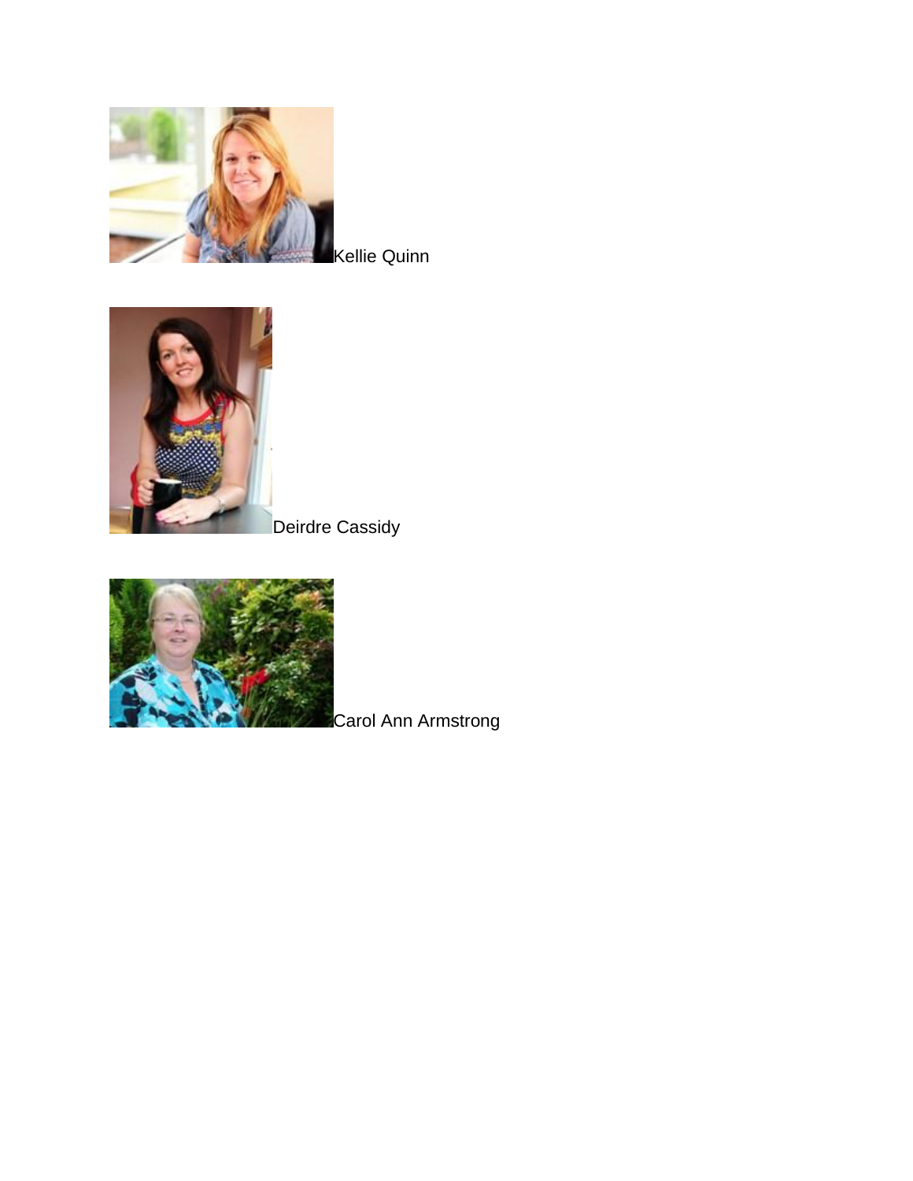Kellie Quinn

Deirdre Cassidy

Carol Ann Armstrong